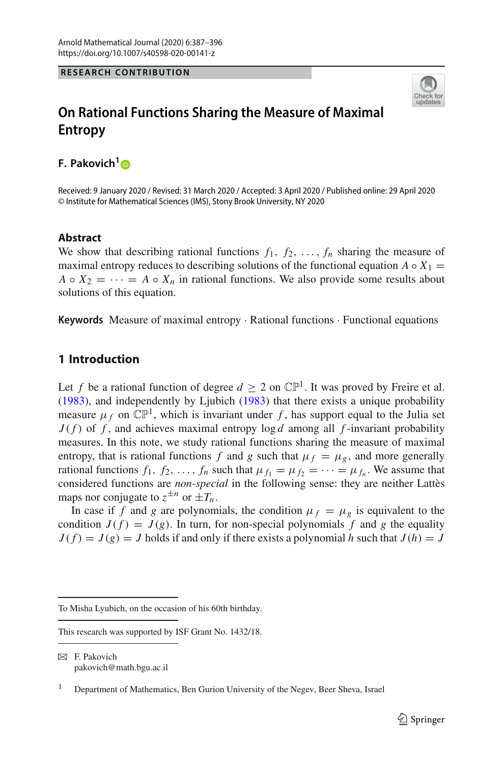RESEARCH CONTRIBUTION

# On Rational Functions Sharing the Measure of Maximal Entropy

**F. Pakovich**[1]

Received: 9 January 2020 / Revised: 31 March 2020 / Accepted: 3 April 2020 / Published online: 29 April 2020
© Institute for Mathematical Sciences (IMS), Stony Brook University, NY 2020

## Abstract

We show that describing rational functions $f_1, f_2, \ldots, f_n$ sharing the measure of maximal entropy reduces to describing solutions of the functional equation $A \circ X_1 = A \circ X_2 = \cdots = A \circ X_n$ in rational functions. We also provide some results about solutions of this equation.

**Keywords** Measure of maximal entropy · Rational functions · Functional equations

## 1 Introduction

Let $f$ be a rational function of degree $d \geq 2$ on $\mathbb{CP}^1$. It was proved by Freire et al. (1983), and independently by Ljubich (1983) that there exists a unique probability measure $\mu_f$ on $\mathbb{CP}^1$, which is invariant under $f$, has support equal to the Julia set $J(f)$ of $f$, and achieves maximal entropy $\log d$ among all $f$-invariant probability measures. In this note, we study rational functions sharing the measure of maximal entropy, that is rational functions $f$ and $g$ such that $\mu_f = \mu_g$, and more generally rational functions $f_1, f_2, \ldots, f_n$ such that $\mu_{f_1} = \mu_{f_2} = \cdots = \mu_{f_n}$. We assume that considered functions are *non-special* in the following sense: they are neither Lattès maps nor conjugate to $z^{\pm n}$ or $\pm T_n$.

In case if $f$ and $g$ are polynomials, the condition $\mu_f = \mu_g$ is equivalent to the condition $J(f) = J(g)$. In turn, for non-special polynomials $f$ and $g$ the equality $J(f) = J(g) = J$ holds if and only if there exists a polynomial $h$ such that $J(h) = J$

---

To Misha Lyubich, on the occasion of his 60th birthday.

This research was supported by ISF Grant No. 1432/18.

✉ F. Pakovich
pakovich@math.bgu.ac.il

[1] Department of Mathematics, Ben Gurion University of the Negev, Beer Sheva, Israel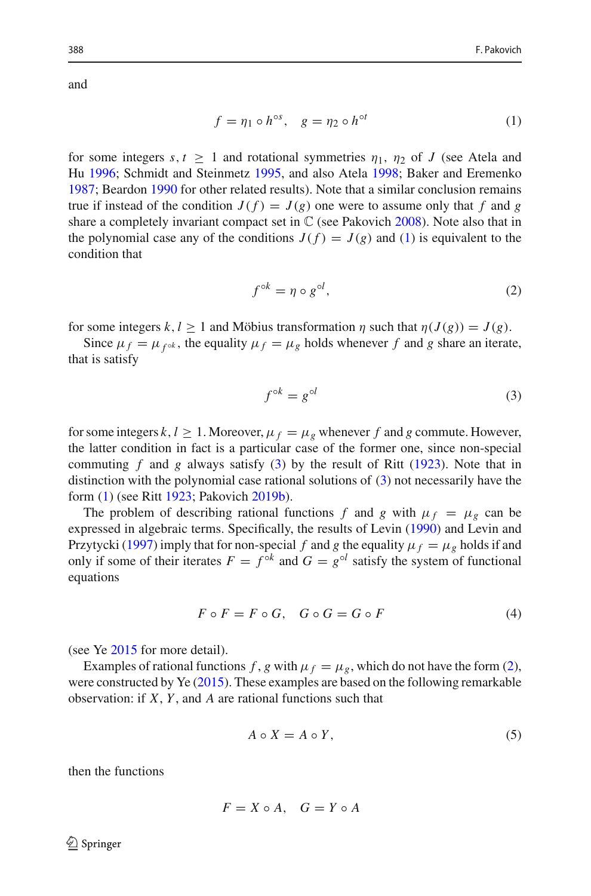and

$$f = \eta_1 \circ h^{\circ s}, \quad g = \eta_2 \circ h^{\circ t} \tag{1}$$

for some integers $s, t \geq 1$ and rotational symmetries $\eta_1$, $\eta_2$ of $J$ (see Atela and Hu 1996; Schmidt and Steinmetz 1995, and also Atela 1998; Baker and Eremenko 1987; Beardon 1990 for other related results). Note that a similar conclusion remains true if instead of the condition $J(f) = J(g)$ one were to assume only that $f$ and $g$ share a completely invariant compact set in $\mathbb{C}$ (see Pakovich 2008). Note also that in the polynomial case any of the conditions $J(f) = J(g)$ and (1) is equivalent to the condition that

$$f^{\circ k} = \eta \circ g^{\circ l}, \tag{2}$$

for some integers $k, l \geq 1$ and Möbius transformation $\eta$ such that $\eta(J(g)) = J(g)$.

Since $\mu_f = \mu_{f^{\circ k}}$, the equality $\mu_f = \mu_g$ holds whenever $f$ and $g$ share an iterate, that is satisfy

$$f^{\circ k} = g^{\circ l} \tag{3}$$

for some integers $k, l \geq 1$. Moreover, $\mu_f = \mu_g$ whenever $f$ and $g$ commute. However, the latter condition in fact is a particular case of the former one, since non-special commuting $f$ and $g$ always satisfy (3) by the result of Ritt (1923). Note that in distinction with the polynomial case rational solutions of (3) not necessarily have the form (1) (see Ritt 1923; Pakovich 2019b).

The problem of describing rational functions $f$ and $g$ with $\mu_f = \mu_g$ can be expressed in algebraic terms. Specifically, the results of Levin (1990) and Levin and Przytycki (1997) imply that for non-special $f$ and $g$ the equality $\mu_f = \mu_g$ holds if and only if some of their iterates $F = f^{\circ k}$ and $G = g^{\circ l}$ satisfy the system of functional equations

$$F \circ F = F \circ G, \quad G \circ G = G \circ F \tag{4}$$

(see Ye 2015 for more detail).

Examples of rational functions $f, g$ with $\mu_f = \mu_g$, which do not have the form (2), were constructed by Ye (2015). These examples are based on the following remarkable observation: if $X$, $Y$, and $A$ are rational functions such that

$$A \circ X = A \circ Y, \tag{5}$$

then the functions

$$F = X \circ A, \quad G = Y \circ A$$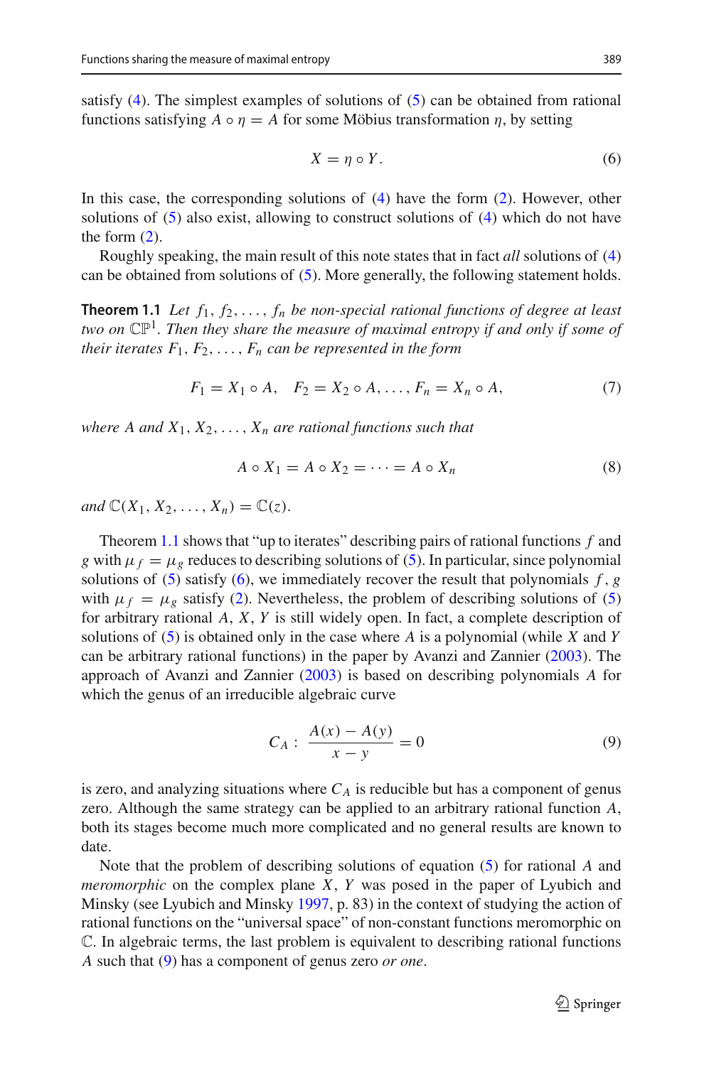satisfy (4). The simplest examples of solutions of (5) can be obtained from rational functions satisfying $A \circ \eta = A$ for some Möbius transformation $\eta$, by setting

$$X = \eta \circ Y. \tag{6}$$

In this case, the corresponding solutions of (4) have the form (2). However, other solutions of (5) also exist, allowing to construct solutions of (4) which do not have the form (2).

Roughly speaking, the main result of this note states that in fact *all* solutions of (4) can be obtained from solutions of (5). More generally, the following statement holds.

**Theorem 1.1** *Let $f_1, f_2, \dots, f_n$ be non-special rational functions of degree at least two on $\mathbb{CP}^1$. Then they share the measure of maximal entropy if and only if some of their iterates $F_1, F_2, \dots, F_n$ can be represented in the form*

$$F_1 = X_1 \circ A, \quad F_2 = X_2 \circ A, \dots, F_n = X_n \circ A, \tag{7}$$

*where $A$ and $X_1, X_2, \dots, X_n$ are rational functions such that*

$$A \circ X_1 = A \circ X_2 = \cdots = A \circ X_n \tag{8}$$

*and $\mathbb{C}(X_1, X_2, \dots, X_n) = \mathbb{C}(z)$.*

Theorem 1.1 shows that "up to iterates" describing pairs of rational functions $f$ and $g$ with $\mu_f = \mu_g$ reduces to describing solutions of (5). In particular, since polynomial solutions of (5) satisfy (6), we immediately recover the result that polynomials $f, g$ with $\mu_f = \mu_g$ satisfy (2). Nevertheless, the problem of describing solutions of (5) for arbitrary rational $A$, $X$, $Y$ is still widely open. In fact, a complete description of solutions of (5) is obtained only in the case where $A$ is a polynomial (while $X$ and $Y$ can be arbitrary rational functions) in the paper by Avanzi and Zannier (2003). The approach of Avanzi and Zannier (2003) is based on describing polynomials $A$ for which the genus of an irreducible algebraic curve

$$C_A : \ \frac{A(x) - A(y)}{x - y} = 0 \tag{9}$$

is zero, and analyzing situations where $C_A$ is reducible but has a component of genus zero. Although the same strategy can be applied to an arbitrary rational function $A$, both its stages become much more complicated and no general results are known to date.

Note that the problem of describing solutions of equation (5) for rational $A$ and *meromorphic* on the complex plane $X$, $Y$ was posed in the paper of Lyubich and Minsky (see Lyubich and Minsky 1997, p. 83) in the context of studying the action of rational functions on the "universal space" of non-constant functions meromorphic on $\mathbb{C}$. In algebraic terms, the last problem is equivalent to describing rational functions $A$ such that (9) has a component of genus zero *or one*.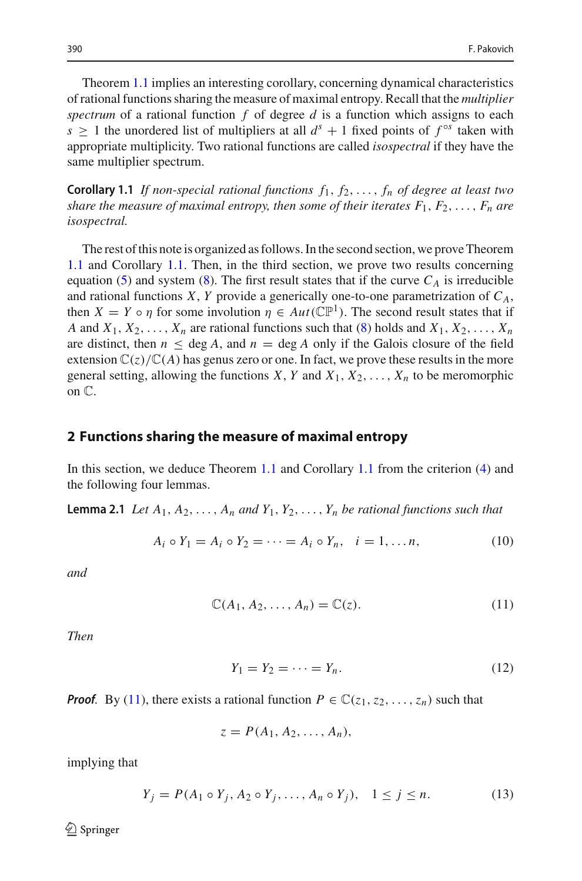Theorem 1.1 implies an interesting corollary, concerning dynamical characteristics of rational functions sharing the measure of maximal entropy. Recall that the *multiplier spectrum* of a rational function $f$ of degree $d$ is a function which assigns to each $s \geq 1$ the unordered list of multipliers at all $d^s + 1$ fixed points of $f^{\circ s}$ taken with appropriate multiplicity. Two rational functions are called *isospectral* if they have the same multiplier spectrum.

**Corollary 1.1** *If non-special rational functions $f_1, f_2, \dots, f_n$ of degree at least two share the measure of maximal entropy, then some of their iterates $F_1, F_2, \dots, F_n$ are isospectral.*

The rest of this note is organized as follows. In the second section, we prove Theorem 1.1 and Corollary 1.1. Then, in the third section, we prove two results concerning equation (5) and system (8). The first result states that if the curve $C_A$ is irreducible and rational functions $X, Y$ provide a generically one-to-one parametrization of $C_A$, then $X = Y \circ \eta$ for some involution $\eta \in Aut(\mathbb{CP}^1)$. The second result states that if $A$ and $X_1, X_2, \dots, X_n$ are rational functions such that (8) holds and $X_1, X_2, \dots, X_n$ are distinct, then $n \leq \deg A$, and $n = \deg A$ only if the Galois closure of the field extension $\mathbb{C}(z)/\mathbb{C}(A)$ has genus zero or one. In fact, we prove these results in the more general setting, allowing the functions $X, Y$ and $X_1, X_2, \dots, X_n$ to be meromorphic on $\mathbb{C}$.

## 2 Functions sharing the measure of maximal entropy

In this section, we deduce Theorem 1.1 and Corollary 1.1 from the criterion (4) and the following four lemmas.

**Lemma 2.1** *Let $A_1, A_2, \dots, A_n$ and $Y_1, Y_2, \dots, Y_n$ be rational functions such that*

$$A_i \circ Y_1 = A_i \circ Y_2 = \cdots = A_i \circ Y_n, \quad i = 1, \dots n, \tag{10}$$

*and*

$$\mathbb{C}(A_1, A_2, \dots, A_n) = \mathbb{C}(z). \tag{11}$$

*Then*

$$Y_1 = Y_2 = \cdots = Y_n. \tag{12}$$

***Proof.*** By (11), there exists a rational function $P \in \mathbb{C}(z_1, z_2, \dots, z_n)$ such that

$$z = P(A_1, A_2, \dots, A_n),$$

implying that

$$Y_j = P(A_1 \circ Y_j, A_2 \circ Y_j, \dots, A_n \circ Y_j), \quad 1 \leq j \leq n. \tag{13}$$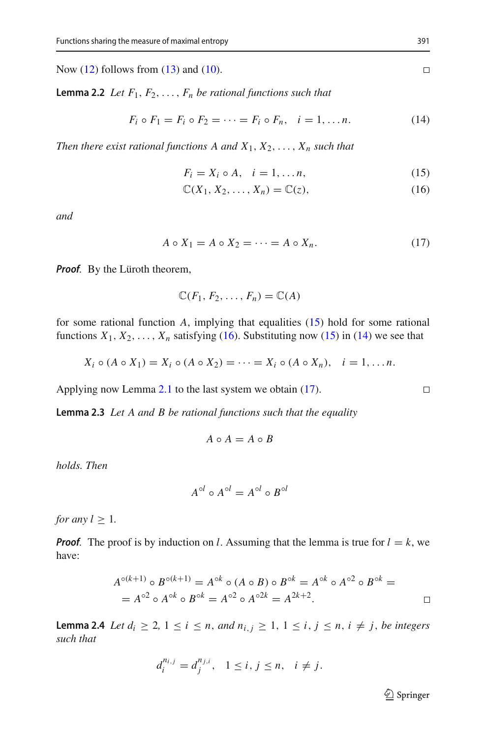Now (12) follows from (13) and (10). □

**Lemma 2.2** *Let $F_1, F_2, \ldots, F_n$ be rational functions such that*

$$F_i \circ F_1 = F_i \circ F_2 = \cdots = F_i \circ F_n, \quad i = 1, \ldots n. \tag{14}$$

*Then there exist rational functions $A$ and $X_1, X_2, \ldots, X_n$ such that*

$$F_i = X_i \circ A, \quad i = 1, \ldots n, \tag{15}$$

$$\mathbb{C}(X_1, X_2, \ldots, X_n) = \mathbb{C}(z), \tag{16}$$

*and*

$$A \circ X_1 = A \circ X_2 = \cdots = A \circ X_n. \tag{17}$$

***Proof.*** By the Lüroth theorem,

$$\mathbb{C}(F_1, F_2, \ldots, F_n) = \mathbb{C}(A)$$

for some rational function $A$, implying that equalities (15) hold for some rational functions $X_1, X_2, \ldots, X_n$ satisfying (16). Substituting now (15) in (14) we see that

$$X_i \circ (A \circ X_1) = X_i \circ (A \circ X_2) = \cdots = X_i \circ (A \circ X_n), \quad i = 1, \ldots n.$$

Applying now Lemma 2.1 to the last system we obtain (17). □

**Lemma 2.3** *Let $A$ and $B$ be rational functions such that the equality*

$$A \circ A = A \circ B$$

*holds. Then*

$$A^{\circ l} \circ A^{\circ l} = A^{\circ l} \circ B^{\circ l}$$

*for any $l \geq 1$.*

***Proof.*** The proof is by induction on $l$. Assuming that the lemma is true for $l = k$, we have:

$$A^{\circ(k+1)} \circ B^{\circ(k+1)} = A^{\circ k} \circ (A \circ B) \circ B^{\circ k} = A^{\circ k} \circ A^{\circ 2} \circ B^{\circ k} =$$
$$= A^{\circ 2} \circ A^{\circ k} \circ B^{\circ k} = A^{\circ 2} \circ A^{\circ 2k} = A^{2k+2}.$$
□

**Lemma 2.4** *Let $d_i \geq 2$, $1 \leq i \leq n$, and $n_{i,j} \geq 1$, $1 \leq i, j \leq n$, $i \neq j$, be integers such that*

$$d_i^{n_{i,j}} = d_j^{n_{j,i}}, \quad 1 \leq i, j \leq n, \quad i \neq j.$$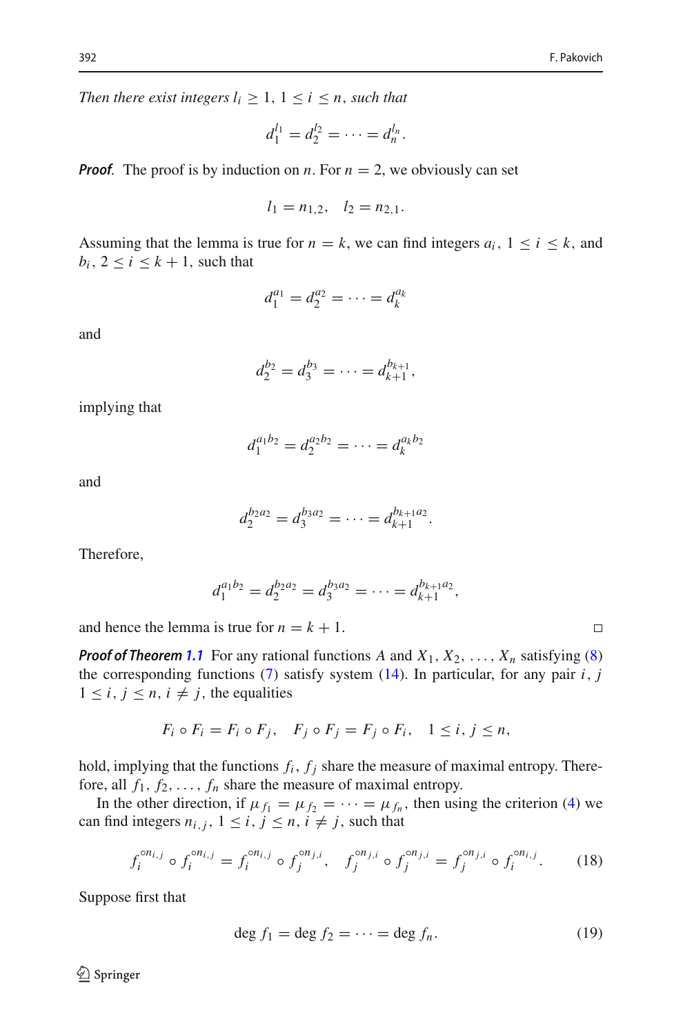*Then there exist integers $l_i \geq 1$, $1 \leq i \leq n$, such that*

$$d_1^{l_1} = d_2^{l_2} = \cdots = d_n^{l_n}.$$

***Proof*.** The proof is by induction on $n$. For $n = 2$, we obviously can set

$$l_1 = n_{1,2}, \quad l_2 = n_{2,1}.$$

Assuming that the lemma is true for $n = k$, we can find integers $a_i$, $1 \leq i \leq k$, and $b_i$, $2 \leq i \leq k+1$, such that

$$d_1^{a_1} = d_2^{a_2} = \cdots = d_k^{a_k}$$

and

$$d_2^{b_2} = d_3^{b_3} = \cdots = d_{k+1}^{b_{k+1}},$$

implying that

$$d_1^{a_1 b_2} = d_2^{a_2 b_2} = \cdots = d_k^{a_k b_2}$$

and

$$d_2^{b_2 a_2} = d_3^{b_3 a_2} = \cdots = d_{k+1}^{b_{k+1} a_2}.$$

Therefore,

$$d_1^{a_1 b_2} = d_2^{b_2 a_2} = d_3^{b_3 a_2} = \cdots = d_{k+1}^{b_{k+1} a_2},$$

and hence the lemma is true for $n = k+1$. □

***Proof of Theorem 1.1*** For any rational functions $A$ and $X_1, X_2, \ldots, X_n$ satisfying (8) the corresponding functions (7) satisfy system (14). In particular, for any pair $i$, $j$ $1 \leq i, j \leq n$, $i \neq j$, the equalities

$$F_i \circ F_i = F_i \circ F_j, \quad F_j \circ F_j = F_j \circ F_i, \quad 1 \leq i, j \leq n,$$

hold, implying that the functions $f_i$, $f_j$ share the measure of maximal entropy. Therefore, all $f_1, f_2, \ldots, f_n$ share the measure of maximal entropy.

In the other direction, if $\mu_{f_1} = \mu_{f_2} = \cdots = \mu_{f_n}$, then using the criterion (4) we can find integers $n_{i,j}$, $1 \leq i, j \leq n$, $i \neq j$, such that

$$f_i^{\circ n_{i,j}} \circ f_i^{\circ n_{i,j}} = f_i^{\circ n_{i,j}} \circ f_j^{\circ n_{j,i}}, \quad f_j^{\circ n_{j,i}} \circ f_j^{\circ n_{j,i}} = f_j^{\circ n_{j,i}} \circ f_i^{\circ n_{i,j}}. \tag{18}$$

Suppose first that

$$\deg f_1 = \deg f_2 = \cdots = \deg f_n. \tag{19}$$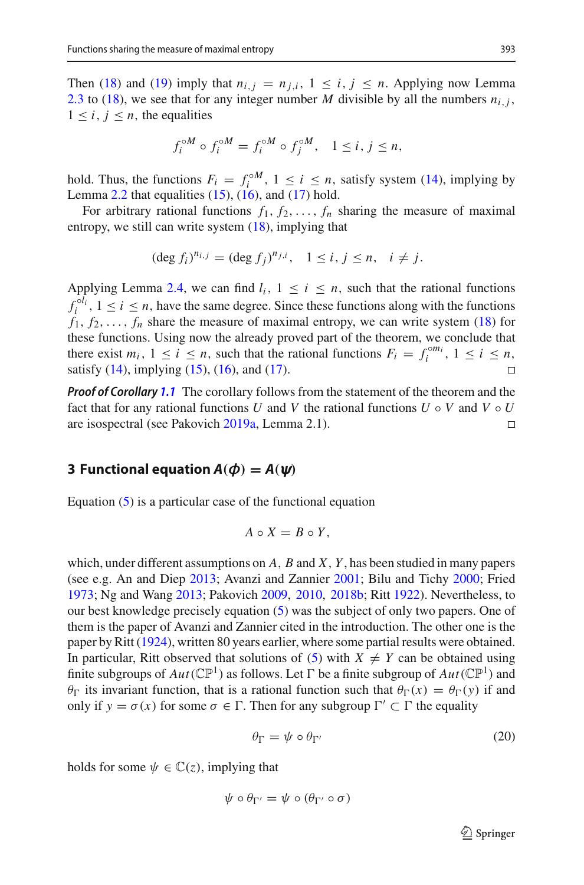Then (18) and (19) imply that $n_{i,j} = n_{j,i}$, $1 \leq i, j \leq n$. Applying now Lemma 2.3 to (18), we see that for any integer number $M$ divisible by all the numbers $n_{i,j}$, $1 \leq i, j \leq n$, the equalities

$$f_i^{\circ M} \circ f_i^{\circ M} = f_i^{\circ M} \circ f_j^{\circ M}, \quad 1 \leq i, j \leq n,$$

hold. Thus, the functions $F_i = f_i^{\circ M}$, $1 \leq i \leq n$, satisfy system (14), implying by Lemma 2.2 that equalities (15), (16), and (17) hold.

For arbitrary rational functions $f_1, f_2, \dots, f_n$ sharing the measure of maximal entropy, we still can write system (18), implying that

$$(\deg f_i)^{n_{i,j}} = (\deg f_j)^{n_{j,i}}, \quad 1 \leq i, j \leq n, \quad i \neq j.$$

Applying Lemma 2.4, we can find $l_i$, $1 \leq i \leq n$, such that the rational functions $f_i^{\circ l_i}$, $1 \leq i \leq n$, have the same degree. Since these functions along with the functions $f_1, f_2, \dots, f_n$ share the measure of maximal entropy, we can write system (18) for these functions. Using now the already proved part of the theorem, we conclude that there exist $m_i$, $1 \leq i \leq n$, such that the rational functions $F_i = f_i^{\circ m_i}$, $1 \leq i \leq n$, satisfy (14), implying (15), (16), and (17). □

***Proof of Corollary 1.1*** The corollary follows from the statement of the theorem and the fact that for any rational functions $U$ and $V$ the rational functions $U \circ V$ and $V \circ U$ are isospectral (see Pakovich 2019a, Lemma 2.1). □

## 3 Functional equation $A(\phi) = A(\psi)$

Equation (5) is a particular case of the functional equation

$$A \circ X = B \circ Y,$$

which, under different assumptions on $A$, $B$ and $X$, $Y$, has been studied in many papers (see e.g. An and Diep 2013; Avanzi and Zannier 2001; Bilu and Tichy 2000; Fried 1973; Ng and Wang 2013; Pakovich 2009, 2010, 2018b; Ritt 1922). Nevertheless, to our best knowledge precisely equation (5) was the subject of only two papers. One of them is the paper of Avanzi and Zannier cited in the introduction. The other one is the paper by Ritt (1924), written 80 years earlier, where some partial results were obtained. In particular, Ritt observed that solutions of (5) with $X \neq Y$ can be obtained using finite subgroups of $Aut(\mathbb{CP}^1)$ as follows. Let $\Gamma$ be a finite subgroup of $Aut(\mathbb{CP}^1)$ and $\theta_\Gamma$ its invariant function, that is a rational function such that $\theta_\Gamma(x) = \theta_\Gamma(y)$ if and only if $y = \sigma(x)$ for some $\sigma \in \Gamma$. Then for any subgroup $\Gamma' \subset \Gamma$ the equality

$$\theta_\Gamma = \psi \circ \theta_{\Gamma'} \tag{20}$$

holds for some $\psi \in \mathbb{C}(z)$, implying that

$$\psi \circ \theta_{\Gamma'} = \psi \circ (\theta_{\Gamma'} \circ \sigma)$$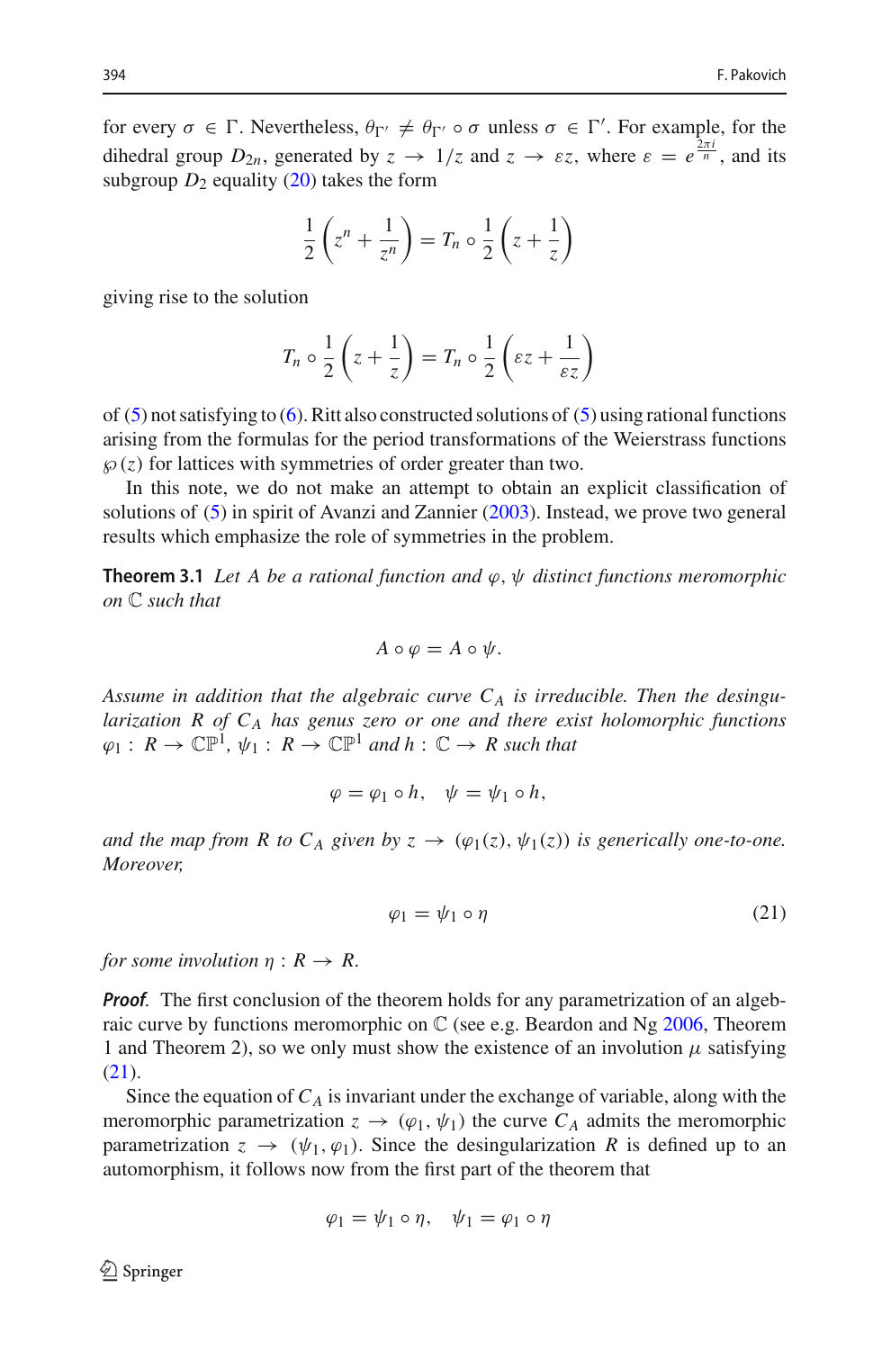for every $\sigma \in \Gamma$. Nevertheless, $\theta_{\Gamma'} \neq \theta_{\Gamma'} \circ \sigma$ unless $\sigma \in \Gamma'$. For example, for the dihedral group $D_{2n}$, generated by $z \to 1/z$ and $z \to \varepsilon z$, where $\varepsilon = e^{\frac{2\pi i}{n}}$, and its subgroup $D_2$ equality (20) takes the form

$$\frac{1}{2}\left(z^n + \frac{1}{z^n}\right) = T_n \circ \frac{1}{2}\left(z + \frac{1}{z}\right)$$

giving rise to the solution

$$T_n \circ \frac{1}{2}\left(z + \frac{1}{z}\right) = T_n \circ \frac{1}{2}\left(\varepsilon z + \frac{1}{\varepsilon z}\right)$$

of (5) not satisfying to (6). Ritt also constructed solutions of (5) using rational functions arising from the formulas for the period transformations of the Weierstrass functions $\wp(z)$ for lattices with symmetries of order greater than two.

In this note, we do not make an attempt to obtain an explicit classification of solutions of (5) in spirit of Avanzi and Zannier (2003). Instead, we prove two general results which emphasize the role of symmetries in the problem.

**Theorem 3.1** *Let $A$ be a rational function and $\varphi$, $\psi$ distinct functions meromorphic on $\mathbb{C}$ such that*

$$A \circ \varphi = A \circ \psi.$$

*Assume in addition that the algebraic curve $C_A$ is irreducible. Then the desingularization $R$ of $C_A$ has genus zero or one and there exist holomorphic functions $\varphi_1 : R \to \mathbb{CP}^1$, $\psi_1 : R \to \mathbb{CP}^1$ and $h : \mathbb{C} \to R$ such that*

$$\varphi = \varphi_1 \circ h, \quad \psi = \psi_1 \circ h,$$

*and the map from $R$ to $C_A$ given by $z \to (\varphi_1(z), \psi_1(z))$ is generically one-to-one. Moreover,*

$$\varphi_1 = \psi_1 \circ \eta \tag{21}$$

*for some involution $\eta : R \to R$.*

***Proof*.** The first conclusion of the theorem holds for any parametrization of an algebraic curve by functions meromorphic on $\mathbb{C}$ (see e.g. Beardon and Ng 2006, Theorem 1 and Theorem 2), so we only must show the existence of an involution $\mu$ satisfying (21).

Since the equation of $C_A$ is invariant under the exchange of variable, along with the meromorphic parametrization $z \to (\varphi_1, \psi_1)$ the curve $C_A$ admits the meromorphic parametrization $z \to (\psi_1, \varphi_1)$. Since the desingularization $R$ is defined up to an automorphism, it follows now from the first part of the theorem that

$$\varphi_1 = \psi_1 \circ \eta, \quad \psi_1 = \varphi_1 \circ \eta$$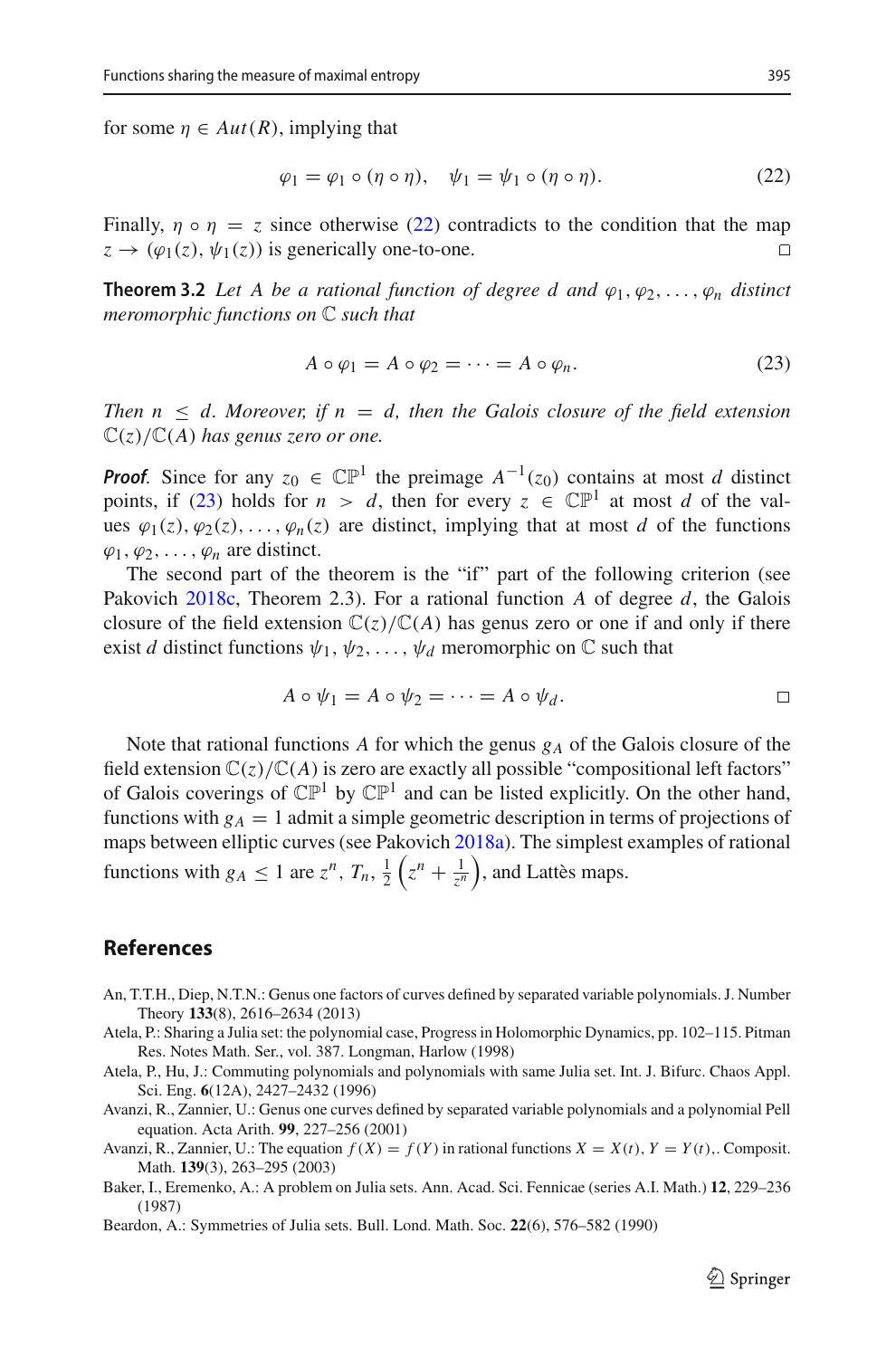for some $\eta \in Aut(R)$, implying that

$$\varphi_1 = \varphi_1 \circ (\eta \circ \eta), \quad \psi_1 = \psi_1 \circ (\eta \circ \eta). \tag{22}$$

Finally, $\eta \circ \eta = z$ since otherwise (22) contradicts to the condition that the map $z \to (\varphi_1(z), \psi_1(z))$ is generically one-to-one. □

**Theorem 3.2** *Let $A$ be a rational function of degree $d$ and $\varphi_1, \varphi_2, \dots, \varphi_n$ distinct meromorphic functions on $\mathbb{C}$ such that*

$$A \circ \varphi_1 = A \circ \varphi_2 = \cdots = A \circ \varphi_n. \tag{23}$$

*Then $n \leq d$. Moreover, if $n = d$, then the Galois closure of the field extension $\mathbb{C}(z)/\mathbb{C}(A)$ has genus zero or one.*

***Proof*** Since for any $z_0 \in \mathbb{CP}^1$ the preimage $A^{-1}(z_0)$ contains at most $d$ distinct points, if (23) holds for $n > d$, then for every $z \in \mathbb{CP}^1$ at most $d$ of the values $\varphi_1(z), \varphi_2(z), \dots, \varphi_n(z)$ are distinct, implying that at most $d$ of the functions $\varphi_1, \varphi_2, \dots, \varphi_n$ are distinct.

The second part of the theorem is the "if" part of the following criterion (see Pakovich 2018c, Theorem 2.3). For a rational function $A$ of degree $d$, the Galois closure of the field extension $\mathbb{C}(z)/\mathbb{C}(A)$ has genus zero or one if and only if there exist $d$ distinct functions $\psi_1, \psi_2, \dots, \psi_d$ meromorphic on $\mathbb{C}$ such that

$$A \circ \psi_1 = A \circ \psi_2 = \cdots = A \circ \psi_d.$$ □

Note that rational functions $A$ for which the genus $g_A$ of the Galois closure of the field extension $\mathbb{C}(z)/\mathbb{C}(A)$ is zero are exactly all possible "compositional left factors" of Galois coverings of $\mathbb{CP}^1$ by $\mathbb{CP}^1$ and can be listed explicitly. On the other hand, functions with $g_A = 1$ admit a simple geometric description in terms of projections of maps between elliptic curves (see Pakovich 2018a). The simplest examples of rational functions with $g_A \leq 1$ are $z^n$, $T_n$, $\frac{1}{2}\left(z^n + \frac{1}{z^n}\right)$, and Lattès maps.

## References

- An, T.T.H., Diep, N.T.N.: Genus one factors of curves defined by separated variable polynomials. J. Number Theory **133**(8), 2616–2634 (2013)
- Atela, P.: Sharing a Julia set: the polynomial case, Progress in Holomorphic Dynamics, pp. 102–115. Pitman Res. Notes Math. Ser., vol. 387. Longman, Harlow (1998)
- Atela, P., Hu, J.: Commuting polynomials and polynomials with same Julia set. Int. J. Bifurc. Chaos Appl. Sci. Eng. **6**(12A), 2427–2432 (1996)
- Avanzi, R., Zannier, U.: Genus one curves defined by separated variable polynomials and a polynomial Pell equation. Acta Arith. **99**, 227–256 (2001)
- Avanzi, R., Zannier, U.: The equation $f(X) = f(Y)$ in rational functions $X = X(t)$, $Y = Y(t)$,. Composit. Math. **139**(3), 263–295 (2003)
- Baker, I., Eremenko, A.: A problem on Julia sets. Ann. Acad. Sci. Fennicae (series A.I. Math.) **12**, 229–236 (1987)
- Beardon, A.: Symmetries of Julia sets. Bull. Lond. Math. Soc. **22**(6), 576–582 (1990)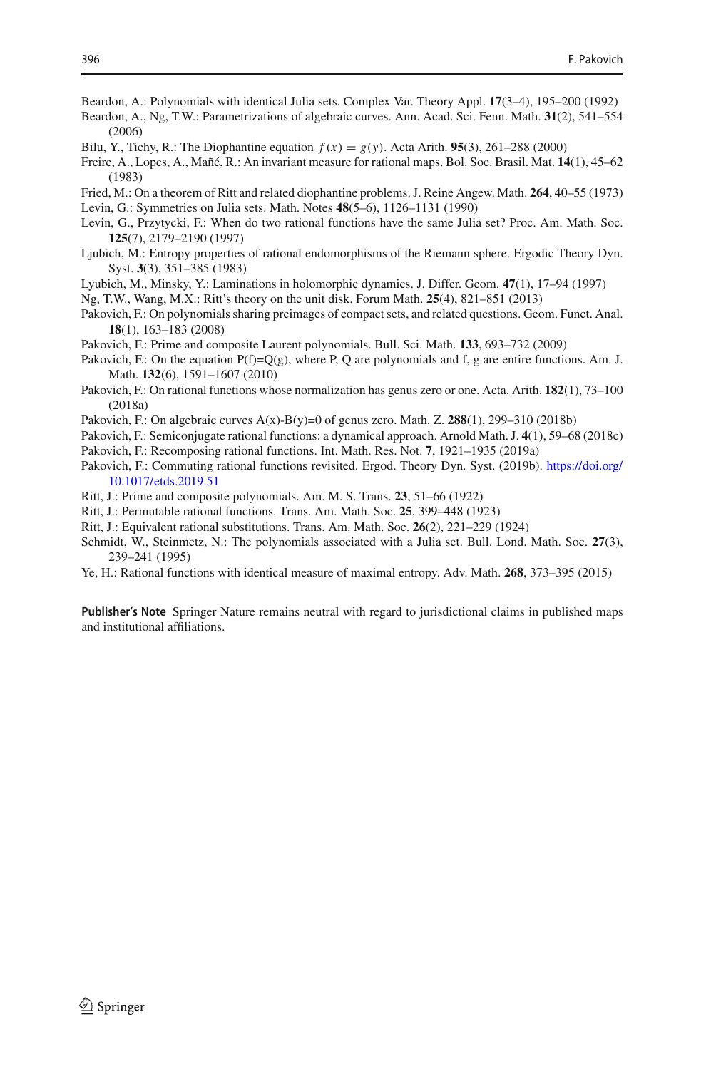Beardon, A.: Polynomials with identical Julia sets. Complex Var. Theory Appl. **17**(3–4), 195–200 (1992)

Beardon, A., Ng, T.W.: Parametrizations of algebraic curves. Ann. Acad. Sci. Fenn. Math. **31**(2), 541–554 (2006)

Bilu, Y., Tichy, R.: The Diophantine equation $f(x) = g(y)$. Acta Arith. **95**(3), 261–288 (2000)

Freire, A., Lopes, A., Mañé, R.: An invariant measure for rational maps. Bol. Soc. Brasil. Mat. **14**(1), 45–62 (1983)

Fried, M.: On a theorem of Ritt and related diophantine problems. J. Reine Angew. Math. **264**, 40–55 (1973)

Levin, G.: Symmetries on Julia sets. Math. Notes **48**(5–6), 1126–1131 (1990)

Levin, G., Przytycki, F.: When do two rational functions have the same Julia set? Proc. Am. Math. Soc. **125**(7), 2179–2190 (1997)

Ljubich, M.: Entropy properties of rational endomorphisms of the Riemann sphere. Ergodic Theory Dyn. Syst. **3**(3), 351–385 (1983)

Lyubich, M., Minsky, Y.: Laminations in holomorphic dynamics. J. Differ. Geom. **47**(1), 17–94 (1997)

Ng, T.W., Wang, M.X.: Ritt's theory on the unit disk. Forum Math. **25**(4), 821–851 (2013)

Pakovich, F.: On polynomials sharing preimages of compact sets, and related questions. Geom. Funct. Anal. **18**(1), 163–183 (2008)

Pakovich, F.: Prime and composite Laurent polynomials. Bull. Sci. Math. **133**, 693–732 (2009)

Pakovich, F.: On the equation P(f)=Q(g), where P, Q are polynomials and f, g are entire functions. Am. J. Math. **132**(6), 1591–1607 (2010)

Pakovich, F.: On rational functions whose normalization has genus zero or one. Acta. Arith. **182**(1), 73–100 (2018a)

Pakovich, F.: On algebraic curves A(x)-B(y)=0 of genus zero. Math. Z. **288**(1), 299–310 (2018b)

Pakovich, F.: Semiconjugate rational functions: a dynamical approach. Arnold Math. J. **4**(1), 59–68 (2018c)

Pakovich, F.: Recomposing rational functions. Int. Math. Res. Not. **7**, 1921–1935 (2019a)

Pakovich, F.: Commuting rational functions revisited. Ergod. Theory Dyn. Syst. (2019b). https://doi.org/10.1017/etds.2019.51

Ritt, J.: Prime and composite polynomials. Am. M. S. Trans. **23**, 51–66 (1922)

Ritt, J.: Permutable rational functions. Trans. Am. Math. Soc. **25**, 399–448 (1923)

Ritt, J.: Equivalent rational substitutions. Trans. Am. Math. Soc. **26**(2), 221–229 (1924)

Schmidt, W., Steinmetz, N.: The polynomials associated with a Julia set. Bull. Lond. Math. Soc. **27**(3), 239–241 (1995)

Ye, H.: Rational functions with identical measure of maximal entropy. Adv. Math. **268**, 373–395 (2015)

**Publisher's Note** Springer Nature remains neutral with regard to jurisdictional claims in published maps and institutional affiliations.